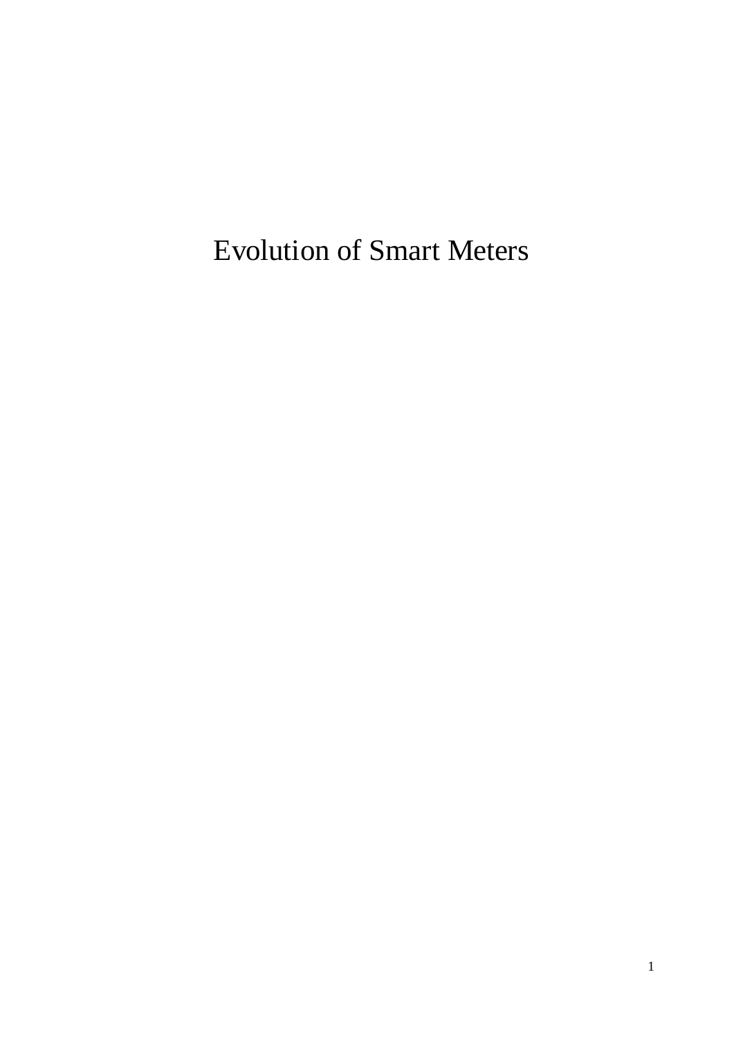# Evolution of Smart Meters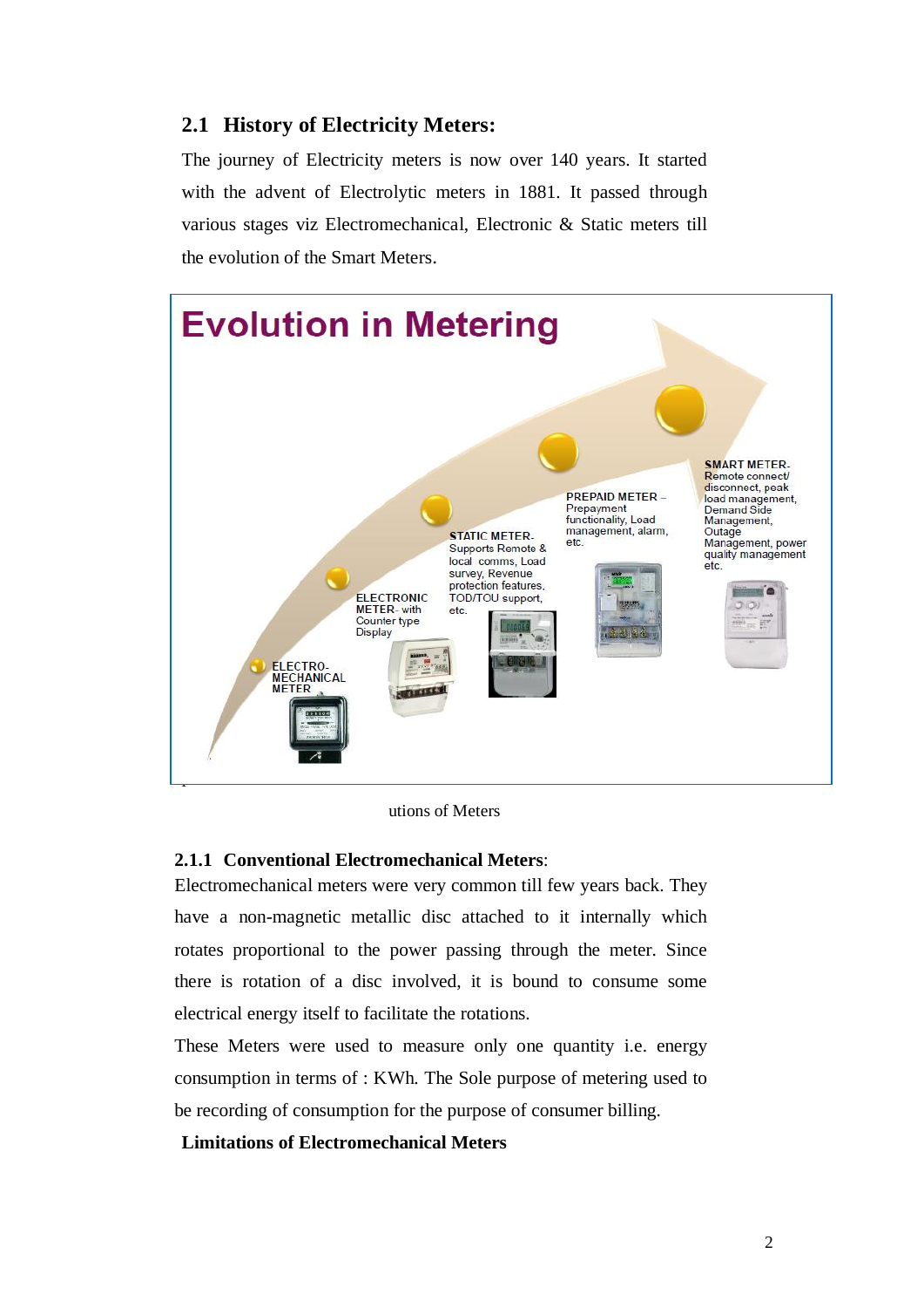## 2.1 History of Electricity Meters:

The journey of Electricity meters is now over 140 years. It started with the advent of Electrolytic meters in 1881. It passed through various stages viz Electromechanical, Electronic & Static meters till the evolution of the Smart Meters.

Evolution in Metering

ELECTRO-MECHANICAL METER

ELECTRONIC METER- with Counter type Display

STATIC METER- Supports Remote & local comms, Load survey, Revenue protection features, TOD/TOU support, etc.

PREPAID METER – Prepayment functionality, Load management, alarm, etc.

SMART METER- Remote connect/ disconnect, peak load management, Demand Side Management, Outage Management, power quality management etc.

utions of Meters

### 2.1.1 Conventional Electromechanical Meters:

Electromechanical meters were very common till few years back. They have a non-magnetic metallic disc attached to it internally which rotates proportional to the power passing through the meter. Since there is rotation of a disc involved, it is bound to consume some electrical energy itself to facilitate the rotations.

These Meters were used to measure only one quantity i.e. energy consumption in terms of : KWh. The Sole purpose of metering used to be recording of consumption for the purpose of consumer billing.

**Limitations of Electromechanical Meters**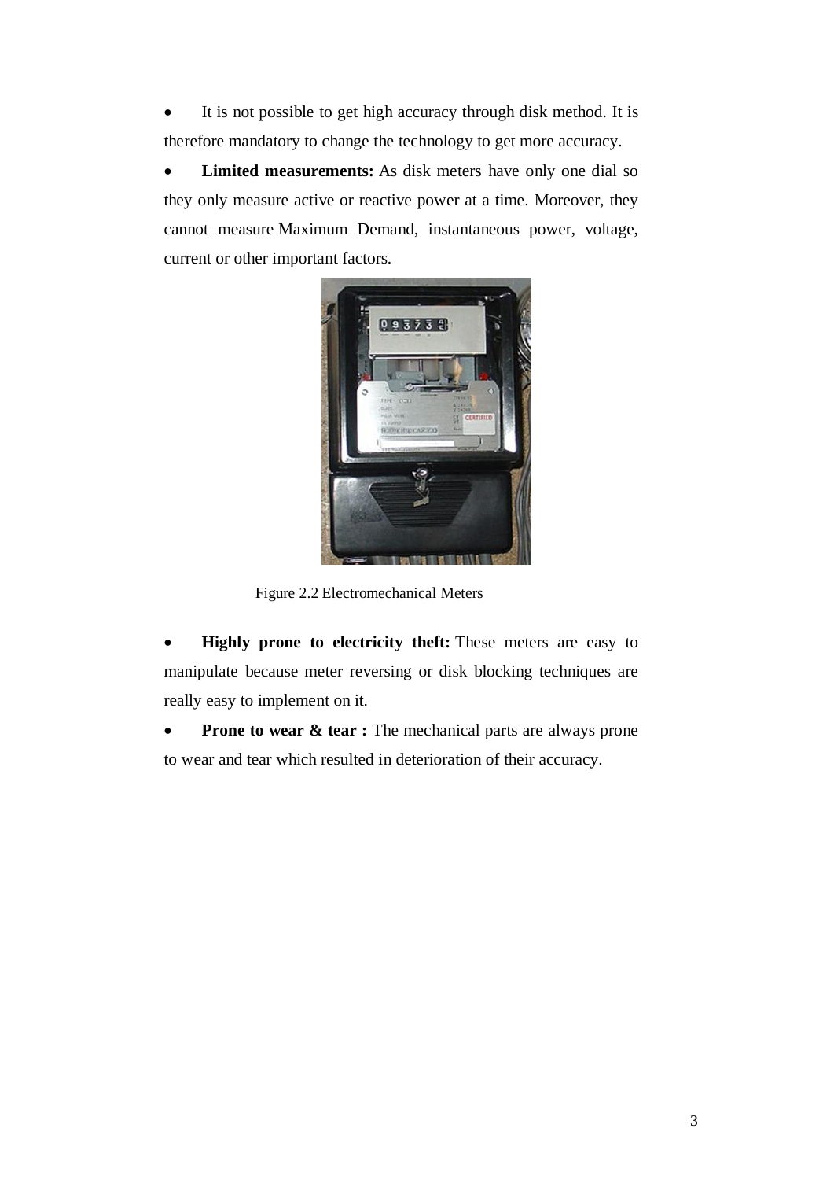- It is not possible to get high accuracy through disk method. It is therefore mandatory to change the technology to get more accuracy.
- **Limited measurements:** As disk meters have only one dial so they only measure active or reactive power at a time. Moreover, they cannot measure Maximum Demand, instantaneous power, voltage, current or other important factors.

Figure 2.2 Electromechanical Meters

- **Highly prone to electricity theft:** These meters are easy to manipulate because meter reversing or disk blocking techniques are really easy to implement on it.
- **Prone to wear & tear :** The mechanical parts are always prone to wear and tear which resulted in deterioration of their accuracy.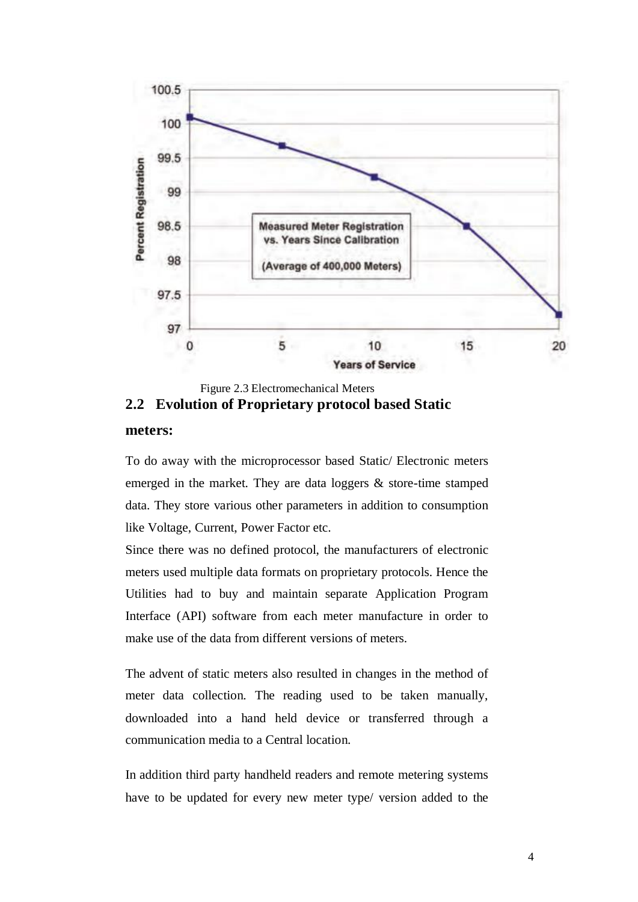100.5
100
99.5
99
98.5
98
97.5
97

Percent Registration

0
5
10
15
20

Years of Service

Measured Meter Registration vs. Years Since Calibration

(Average of 400,000 Meters)

Figure 2.3 Electromechanical Meters

## 2.2 Evolution of Proprietary protocol based Static meters:

To do away with the microprocessor based Static/ Electronic meters emerged in the market. They are data loggers & store-time stamped data. They store various other parameters in addition to consumption like Voltage, Current, Power Factor etc.

Since there was no defined protocol, the manufacturers of electronic meters used multiple data formats on proprietary protocols. Hence the Utilities had to buy and maintain separate Application Program Interface (API) software from each meter manufacture in order to make use of the data from different versions of meters.

The advent of static meters also resulted in changes in the method of meter data collection. The reading used to be taken manually, downloaded into a hand held device or transferred through a communication media to a Central location.

In addition third party handheld readers and remote metering systems have to be updated for every new meter type/ version added to the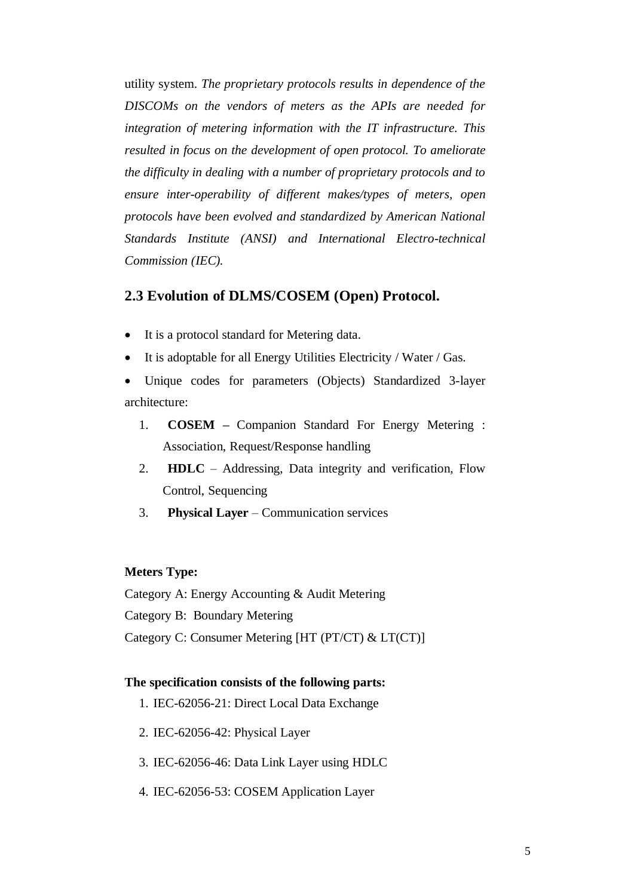utility system. *The proprietary protocols results in dependence of the DISCOMs on the vendors of meters as the APIs are needed for integration of metering information with the IT infrastructure. This resulted in focus on the development of open protocol. To ameliorate the difficulty in dealing with a number of proprietary protocols and to ensure inter-operability of different makes/types of meters, open protocols have been evolved and standardized by American National Standards Institute (ANSI) and International Electro-technical Commission (IEC).*

## 2.3 Evolution of DLMS/COSEM (Open) Protocol.

- It is a protocol standard for Metering data.
- It is adoptable for all Energy Utilities Electricity / Water / Gas.
- Unique codes for parameters (Objects) Standardized 3-layer architecture:

1. **COSEM –** Companion Standard For Energy Metering : Association, Request/Response handling
2. **HDLC** – Addressing, Data integrity and verification, Flow Control, Sequencing
3. **Physical Layer** – Communication services

**Meters Type:**

Category A: Energy Accounting & Audit Metering

Category B: Boundary Metering

Category C: Consumer Metering [HT (PT/CT) & LT(CT)]

**The specification consists of the following parts:**

1. IEC-62056-21: Direct Local Data Exchange
2. IEC-62056-42: Physical Layer
3. IEC-62056-46: Data Link Layer using HDLC
4. IEC-62056-53: COSEM Application Layer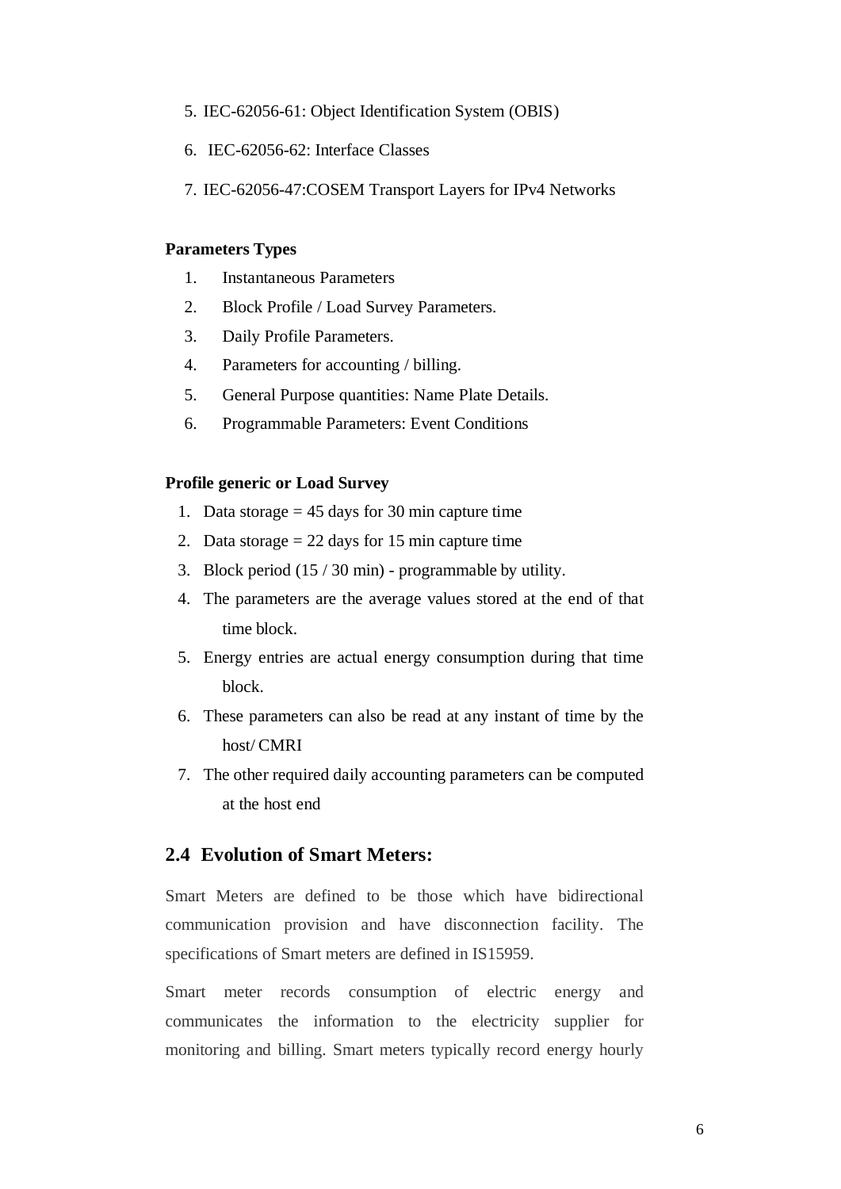5. IEC-62056-61: Object Identification System (OBIS)
6. IEC-62056-62: Interface Classes
7. IEC-62056-47:COSEM Transport Layers for IPv4 Networks

**Parameters Types**

1. Instantaneous Parameters
2. Block Profile / Load Survey Parameters.
3. Daily Profile Parameters.
4. Parameters for accounting / billing.
5. General Purpose quantities: Name Plate Details.
6. Programmable Parameters: Event Conditions

**Profile generic or Load Survey**

1. Data storage = 45 days for 30 min capture time
2. Data storage = 22 days for 15 min capture time
3. Block period (15 / 30 min) - programmable by utility.
4. The parameters are the average values stored at the end of that time block.
5. Energy entries are actual energy consumption during that time block.
6. These parameters can also be read at any instant of time by the host/ CMRI
7. The other required daily accounting parameters can be computed at the host end

## 2.4 Evolution of Smart Meters:

Smart Meters are defined to be those which have bidirectional communication provision and have disconnection facility. The specifications of Smart meters are defined in IS15959.

Smart meter records consumption of electric energy and communicates the information to the electricity supplier for monitoring and billing. Smart meters typically record energy hourly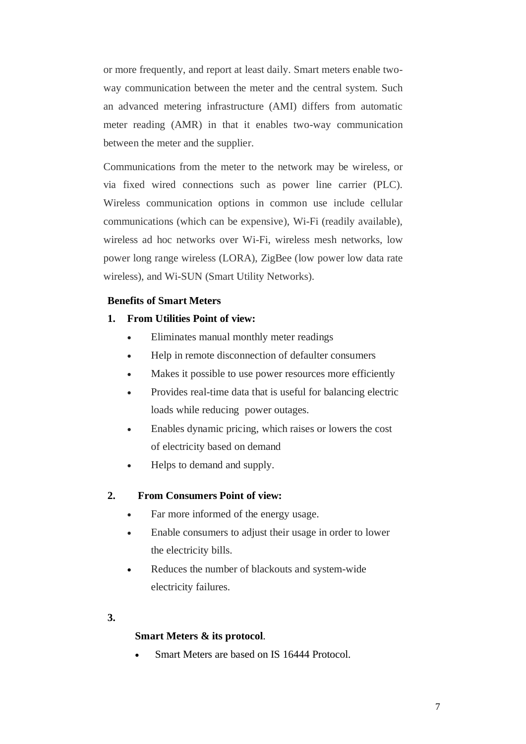or more frequently, and report at least daily. Smart meters enable two-way communication between the meter and the central system. Such an advanced metering infrastructure (AMI) differs from automatic meter reading (AMR) in that it enables two-way communication between the meter and the supplier.

Communications from the meter to the network may be wireless, or via fixed wired connections such as power line carrier (PLC). Wireless communication options in common use include cellular communications (which can be expensive), Wi-Fi (readily available), wireless ad hoc networks over Wi-Fi, wireless mesh networks, low power long range wireless (LORA), ZigBee (low power low data rate wireless), and Wi-SUN (Smart Utility Networks).

**Benefits of Smart Meters**

1. **From Utilities Point of view:**
   - Eliminates manual monthly meter readings
   - Help in remote disconnection of defaulter consumers
   - Makes it possible to use power resources more efficiently
   - Provides real-time data that is useful for balancing electric loads while reducing power outages.
   - Enables dynamic pricing, which raises or lowers the cost of electricity based on demand
   - Helps to demand and supply.

2. **From Consumers Point of view:**
   - Far more informed of the energy usage.
   - Enable consumers to adjust their usage in order to lower the electricity bills.
   - Reduces the number of blackouts and system-wide electricity failures.

3. **Smart Meters & its protocol**.
   - Smart Meters are based on IS 16444 Protocol.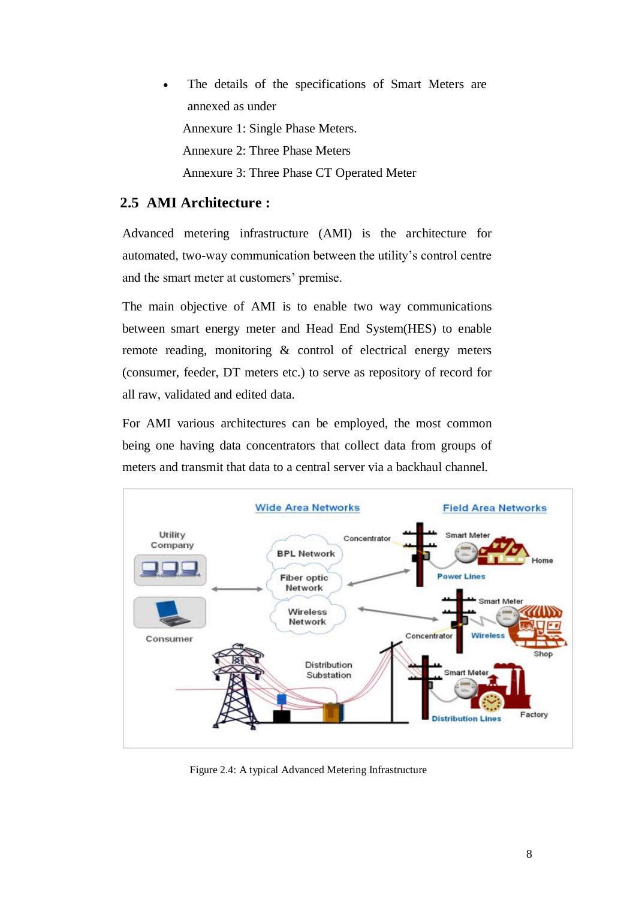- The details of the specifications of Smart Meters are annexed as under

  Annexure 1: Single Phase Meters.

  Annexure 2: Three Phase Meters

  Annexure 3: Three Phase CT Operated Meter

## 2.5 AMI Architecture :

Advanced metering infrastructure (AMI) is the architecture for automated, two-way communication between the utility's control centre and the smart meter at customers' premise.

The main objective of AMI is to enable two way communications between smart energy meter and Head End System(HES) to enable remote reading, monitoring & control of electrical energy meters (consumer, feeder, DT meters etc.) to serve as repository of record for all raw, validated and edited data.

For AMI various architectures can be employed, the most common being one having data concentrators that collect data from groups of meters and transmit that data to a central server via a backhaul channel.

Wide Area Networks
Field Area Networks
Utility Company
Consumer
BPL Network
Fiber optic Network
Wireless Network
Concentrator
Smart Meter
Home
Power Lines
Smart Meter
Concentrator
Wireless
Shop
Distribution Substation
Smart Meter
Distribution Lines
Factory

Figure 2.4: A typical Advanced Metering Infrastructure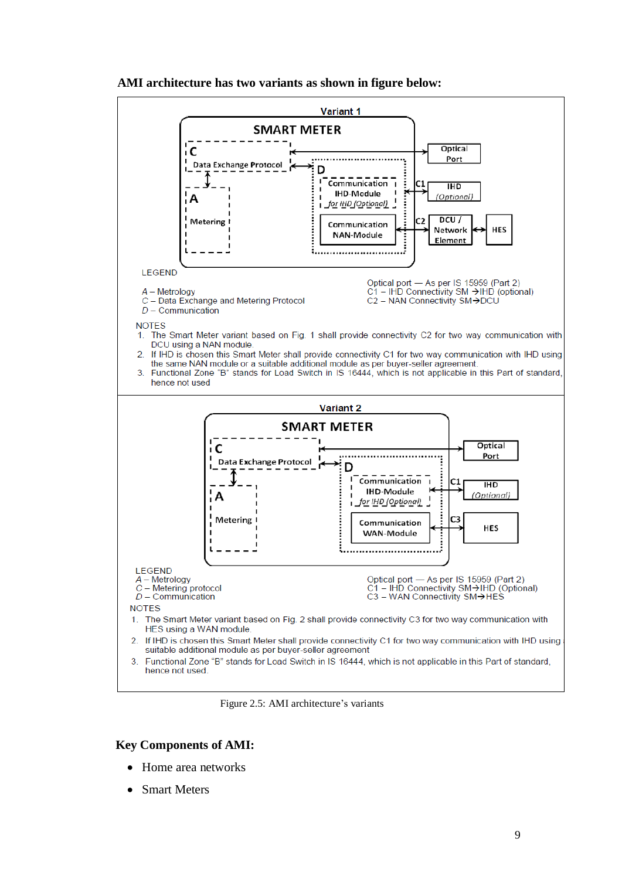**AMI architecture has two variants as shown in figure below:**

Variant 1

SMART METER

C

Data Exchange Protocol

A

Metering

D

Communication IHD-Module for IHD (Optional)

Communication NAN-Module

Optical Port

C1

IHD (Optional)

C2

DCU / Network Element

HES

LEGEND

A – Metrology
C – Data Exchange and Metering Protocol
D – Communication

Optical port — As per IS 15959 (Part 2)
C1 – IHD Connectivity SM →IHD (optional)
C2 – NAN Connectivity SM→DCU

NOTES

1. The Smart Meter variant based on Fig. 1 shall provide connectivity C2 for two way communication with DCU using a NAN module.
2. If IHD is chosen this Smart Meter shall provide connectivity C1 for two way communication with IHD using the same NAN module or a suitable additional module as per buyer-seller agreement.
3. Functional Zone "B" stands for Load Switch in IS 16444, which is not applicable in this Part of standard, hence not used

Variant 2

SMART METER

C

Data Exchange Protocol

A

Metering

D

Communication IHD-Module for IHD (Optional)

Communication WAN-Module

Optical Port

C1

IHD (Optional)

C3

HES

LEGEND
A – Metrology
C – Metering protocol
D – Communication

Optical port — As per IS 15959 (Part 2)
C1 – IHD Connectivity SM→IHD (Optional)
C3 – WAN Connectivity SM→HES

NOTES

1. The Smart Meter variant based on Fig. 2 shall provide connectivity C3 for two way communication with HES using a WAN module.
2. If IHD is chosen this Smart Meter shall provide connectivity C1 for two way communication with IHD using suitable additional module as per buyer-seller agreement
3. Functional Zone "B" stands for Load Switch in IS 16444, which is not applicable in this Part of standard, hence not used.

Figure 2.5: AMI architecture's variants

**Key Components of AMI:**

- Home area networks
- Smart Meters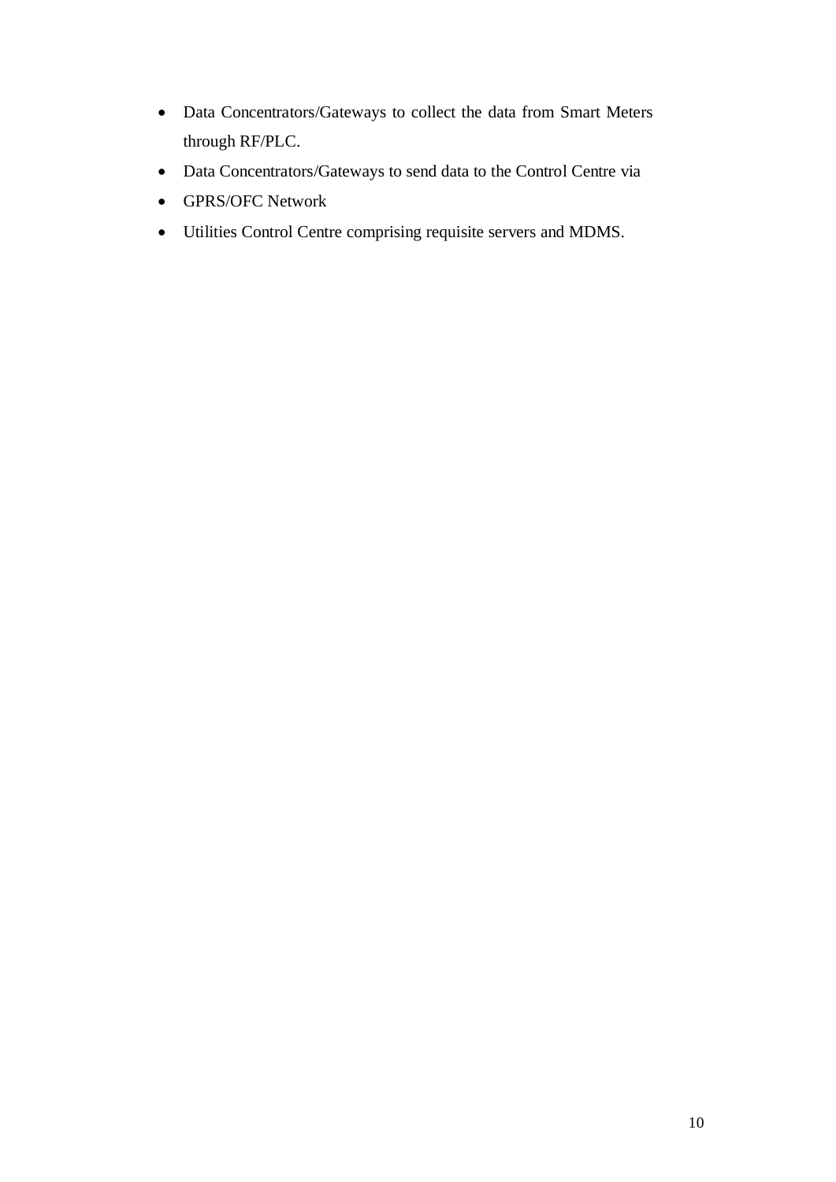- Data Concentrators/Gateways to collect the data from Smart Meters through RF/PLC.
- Data Concentrators/Gateways to send data to the Control Centre via
- GPRS/OFC Network
- Utilities Control Centre comprising requisite servers and MDMS.